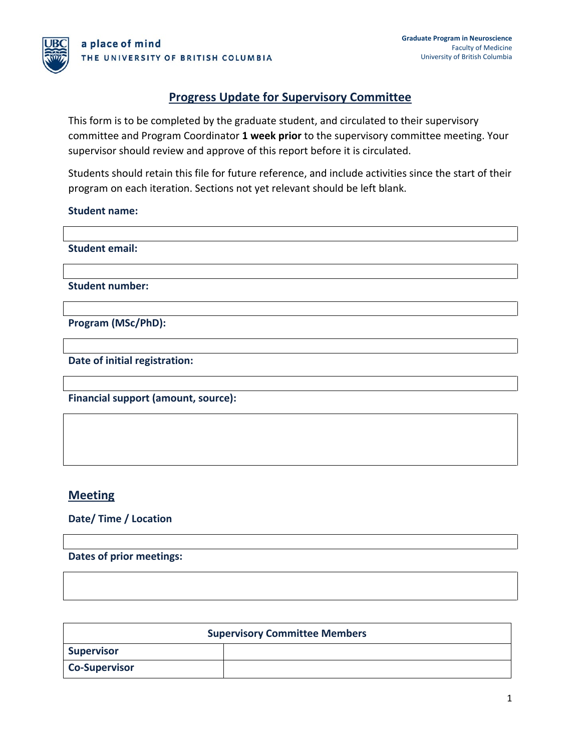a place of mind
THE UNIVERSITY OF BRITISH COLUMBIA

**Graduate Program in Neuroscience**
Faculty of Medicine
University of British Columbia

# Progress Update for Supervisory Committee

This form is to be completed by the graduate student, and circulated to their supervisory committee and Program Coordinator **1 week prior** to the supervisory committee meeting. Your supervisor should review and approve of this report before it is circulated.

Students should retain this file for future reference, and include activities since the start of their program on each iteration. Sections not yet relevant should be left blank.

**Student name:**

**Student email:**

**Student number:**

**Program (MSc/PhD):**

**Date of initial registration:**

**Financial support (amount, source):**

## Meeting

**Date/ Time / Location**

**Dates of prior meetings:**

| Supervisory Committee Members | |
|---|---|
| **Supervisor** | |
| **Co-Supervisor** | |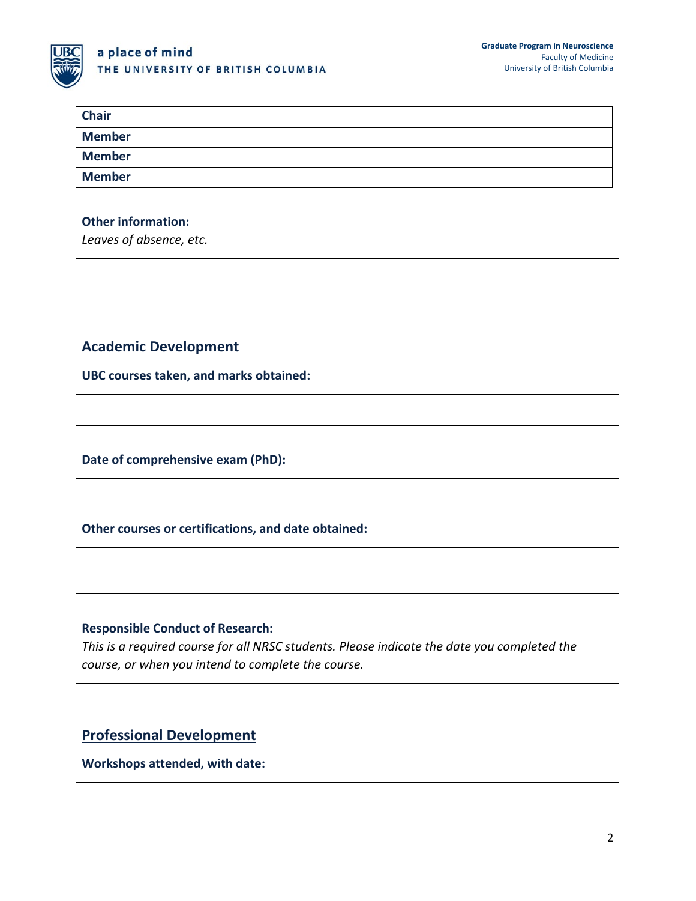| Chair | |
|---|---|
| Member | |
| Member | |
| Member | |

**Other information:**

*Leaves of absence, etc.*

## Academic Development

**UBC courses taken, and marks obtained:**

**Date of comprehensive exam (PhD):**

**Other courses or certifications, and date obtained:**

**Responsible Conduct of Research:**

*This is a required course for all NRSC students. Please indicate the date you completed the course, or when you intend to complete the course.*

## Professional Development

**Workshops attended, with date:**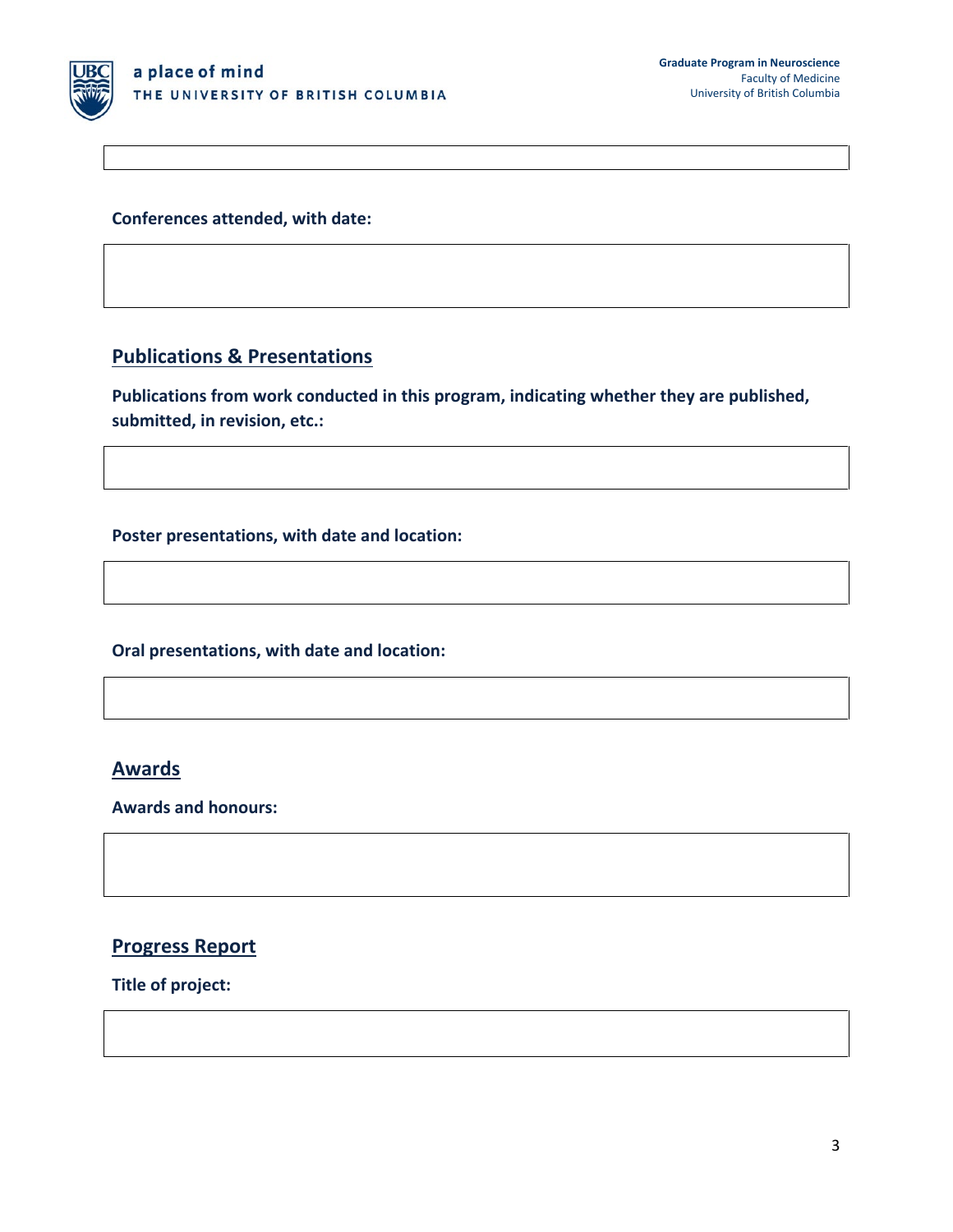Conferences attended, with date:

## Publications & Presentations

**Publications from work conducted in this program, indicating whether they are published, submitted, in revision, etc.:**

**Poster presentations, with date and location:**

**Oral presentations, with date and location:**

## Awards

**Awards and honours:**

## Progress Report

**Title of project:**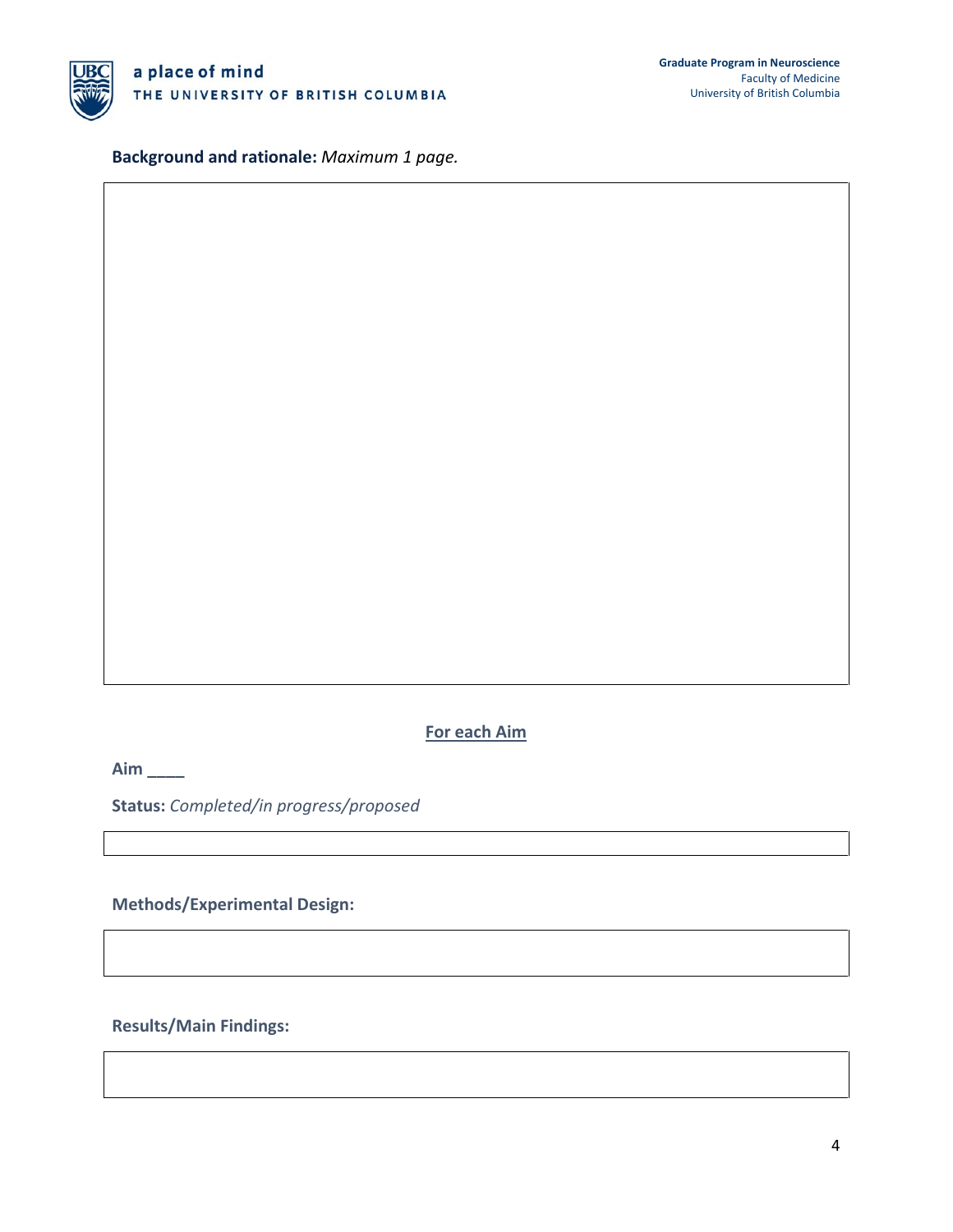**Background and rationale:** *Maximum 1 page.*

**For each Aim**

**Aim ____**

**Status:** *Completed/in progress/proposed*

**Methods/Experimental Design:**

**Results/Main Findings:**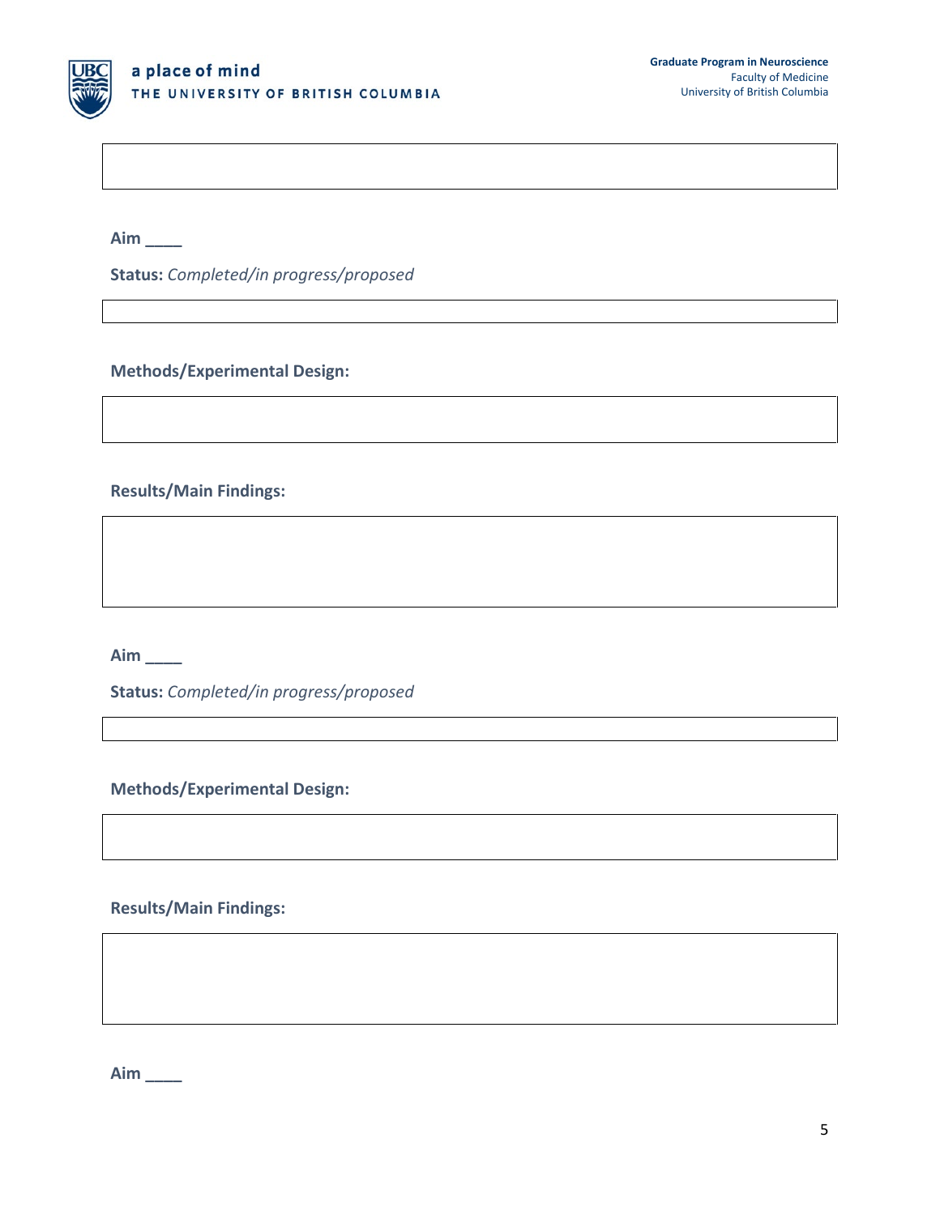**Aim \_\_\_\_**

**Status:** *Completed/in progress/proposed*

**Methods/Experimental Design:**

**Results/Main Findings:**

**Aim \_\_\_\_**

**Status:** *Completed/in progress/proposed*

**Methods/Experimental Design:**

**Results/Main Findings:**

**Aim \_\_\_\_**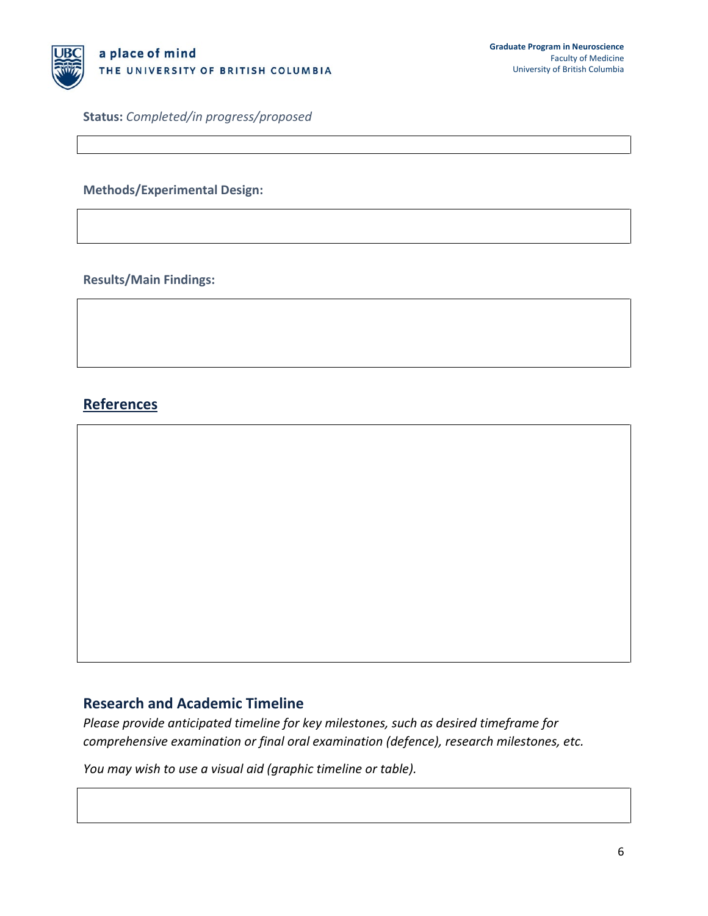**Status:** *Completed/in progress/proposed*

**Methods/Experimental Design:**

**Results/Main Findings:**

## References

## Research and Academic Timeline

*Please provide anticipated timeline for key milestones, such as desired timeframe for comprehensive examination or final oral examination (defence), research milestones, etc.*

*You may wish to use a visual aid (graphic timeline or table).*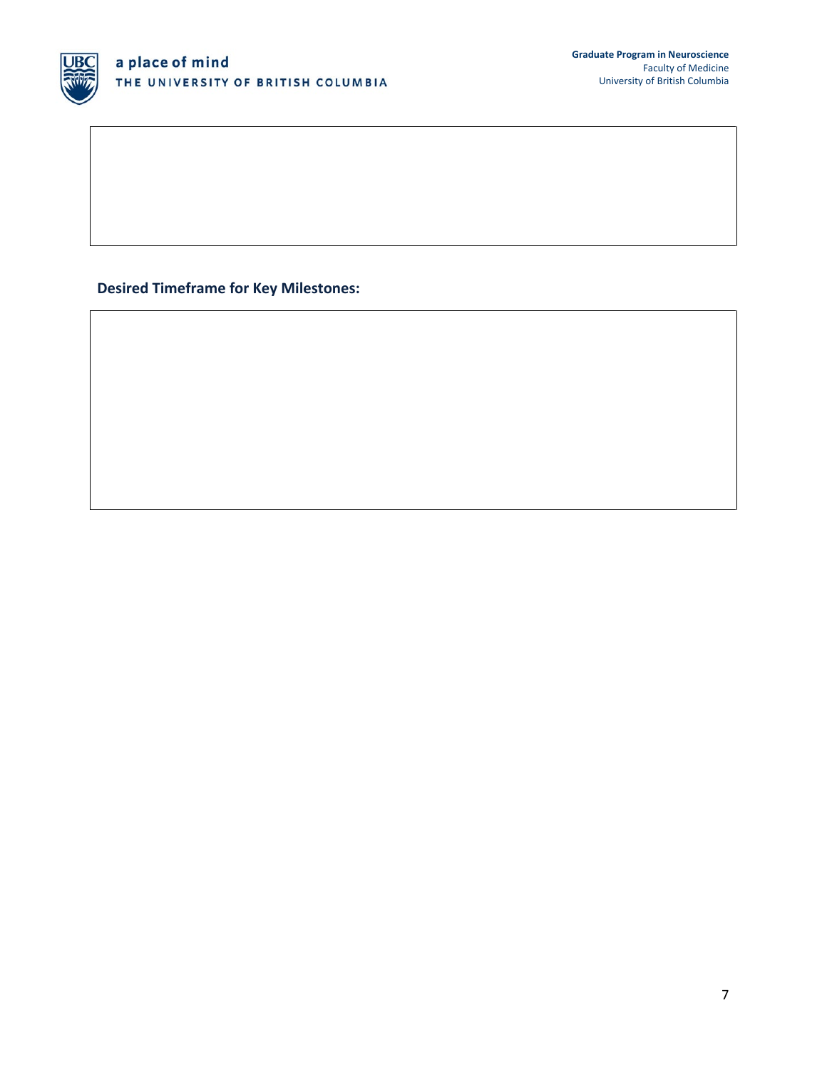**Desired Timeframe for Key Milestones:**